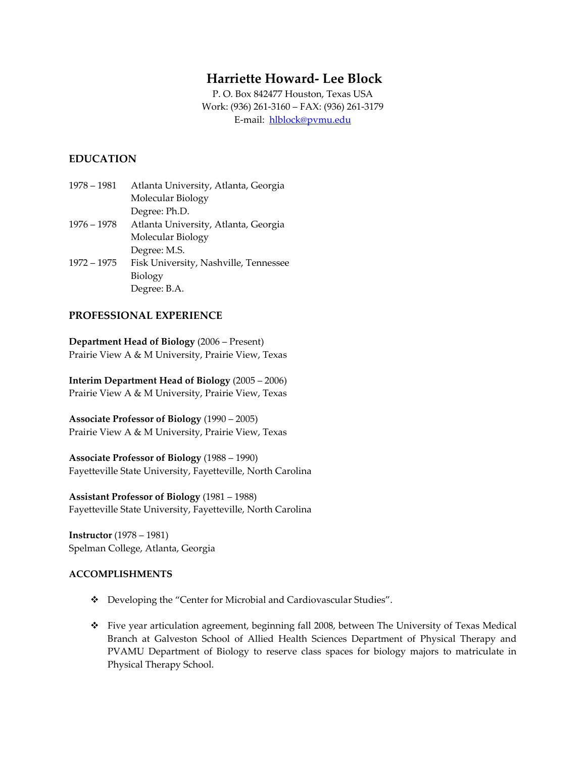# Harriette Howard- Lee Block

P. O. Box 842477 Houston, Texas USA
Work: (936) 261-3160 – FAX: (936) 261-3179
E-mail: hlblock@pvmu.edu

## EDUCATION

1978 – 1981 Atlanta University, Atlanta, Georgia
Molecular Biology
Degree: Ph.D.

1976 – 1978 Atlanta University, Atlanta, Georgia
Molecular Biology
Degree: M.S.

1972 – 1975 Fisk University, Nashville, Tennessee
Biology
Degree: B.A.

## PROFESSIONAL EXPERIENCE

**Department Head of Biology** (2006 – Present)
Prairie View A & M University, Prairie View, Texas

**Interim Department Head of Biology** (2005 – 2006)
Prairie View A & M University, Prairie View, Texas

**Associate Professor of Biology** (1990 – 2005)
Prairie View A & M University, Prairie View, Texas

**Associate Professor of Biology** (1988 – 1990)
Fayetteville State University, Fayetteville, North Carolina

**Assistant Professor of Biology** (1981 – 1988)
Fayetteville State University, Fayetteville, North Carolina

**Instructor** (1978 – 1981)
Spelman College, Atlanta, Georgia

## ACCOMPLISHMENTS

- Developing the "Center for Microbial and Cardiovascular Studies".
- Five year articulation agreement, beginning fall 2008, between The University of Texas Medical Branch at Galveston School of Allied Health Sciences Department of Physical Therapy and PVAMU Department of Biology to reserve class spaces for biology majors to matriculate in Physical Therapy School.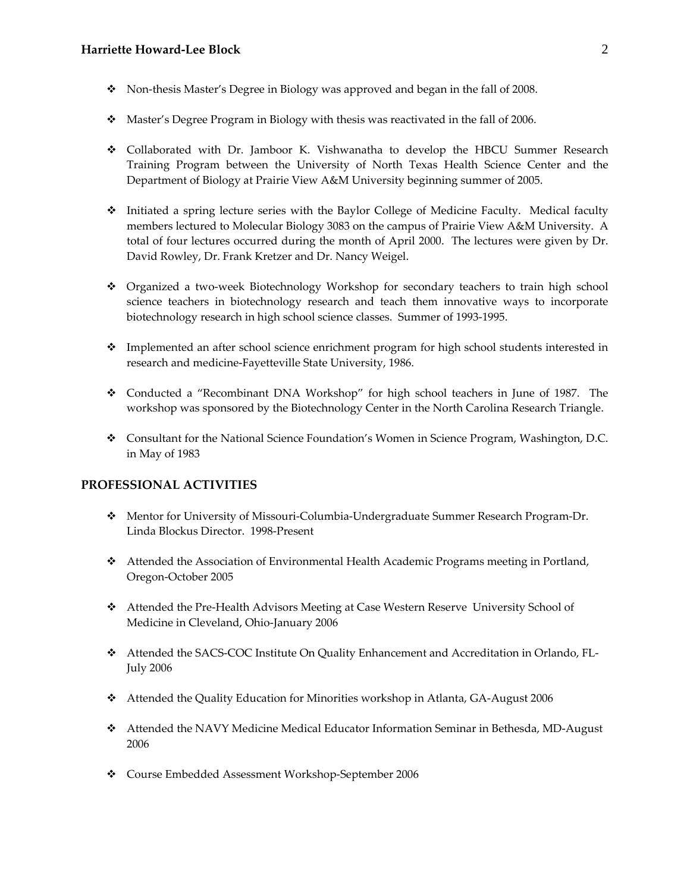- Non-thesis Master's Degree in Biology was approved and began in the fall of 2008.

- Master's Degree Program in Biology with thesis was reactivated in the fall of 2006.

- Collaborated with Dr. Jamboor K. Vishwanatha to develop the HBCU Summer Research Training Program between the University of North Texas Health Science Center and the Department of Biology at Prairie View A&M University beginning summer of 2005.

- Initiated a spring lecture series with the Baylor College of Medicine Faculty. Medical faculty members lectured to Molecular Biology 3083 on the campus of Prairie View A&M University. A total of four lectures occurred during the month of April 2000. The lectures were given by Dr. David Rowley, Dr. Frank Kretzer and Dr. Nancy Weigel.

- Organized a two-week Biotechnology Workshop for secondary teachers to train high school science teachers in biotechnology research and teach them innovative ways to incorporate biotechnology research in high school science classes. Summer of 1993-1995.

- Implemented an after school science enrichment program for high school students interested in research and medicine-Fayetteville State University, 1986.

- Conducted a "Recombinant DNA Workshop" for high school teachers in June of 1987. The workshop was sponsored by the Biotechnology Center in the North Carolina Research Triangle.

- Consultant for the National Science Foundation's Women in Science Program, Washington, D.C. in May of 1983

## PROFESSIONAL ACTIVITIES

- Mentor for University of Missouri-Columbia-Undergraduate Summer Research Program-Dr. Linda Blockus Director. 1998-Present

- Attended the Association of Environmental Health Academic Programs meeting in Portland, Oregon-October 2005

- Attended the Pre-Health Advisors Meeting at Case Western Reserve University School of Medicine in Cleveland, Ohio-January 2006

- Attended the SACS-COC Institute On Quality Enhancement and Accreditation in Orlando, FL-July 2006

- Attended the Quality Education for Minorities workshop in Atlanta, GA-August 2006

- Attended the NAVY Medicine Medical Educator Information Seminar in Bethesda, MD-August 2006

- Course Embedded Assessment Workshop-September 2006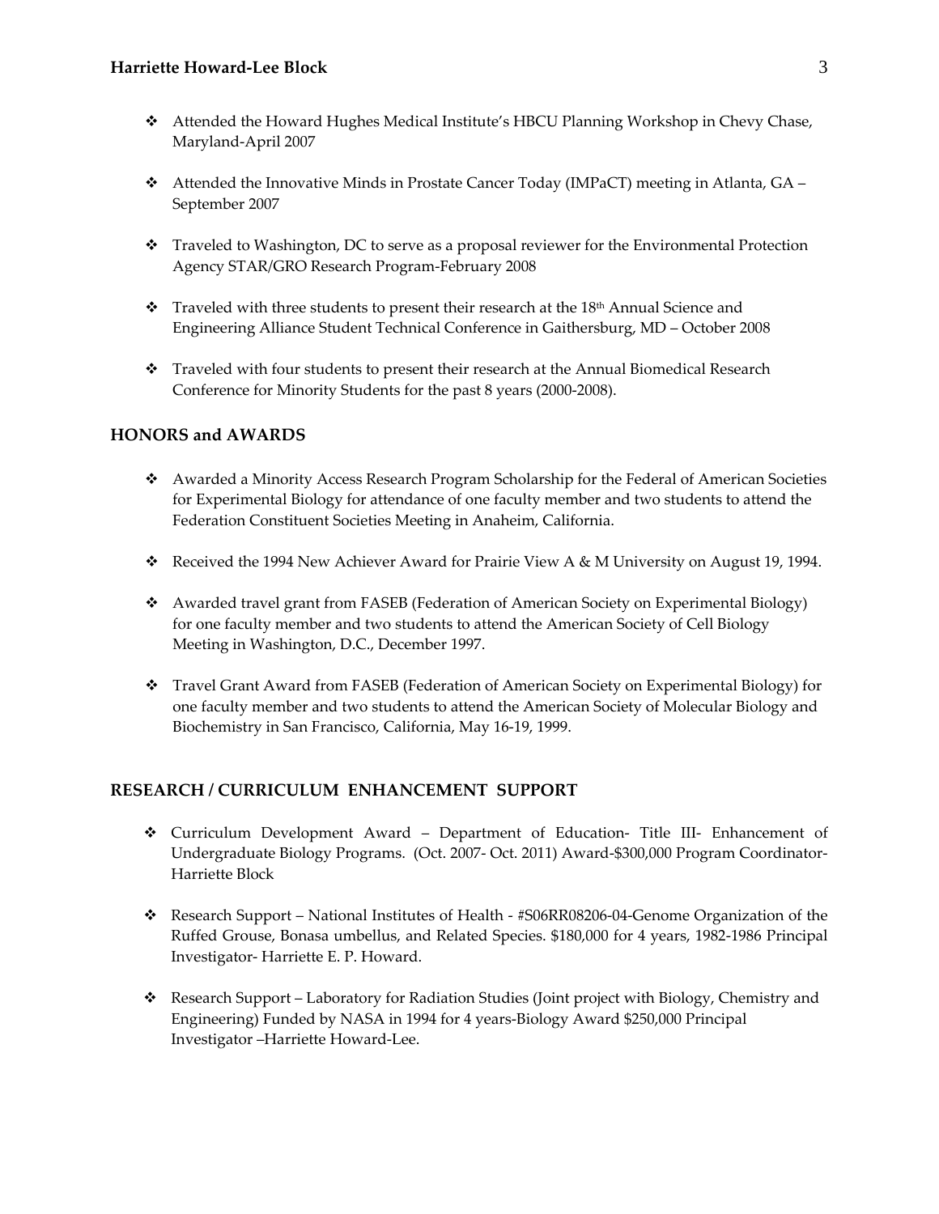- Attended the Howard Hughes Medical Institute's HBCU Planning Workshop in Chevy Chase, Maryland-April 2007

- Attended the Innovative Minds in Prostate Cancer Today (IMPaCT) meeting in Atlanta, GA – September 2007

- Traveled to Washington, DC to serve as a proposal reviewer for the Environmental Protection Agency STAR/GRO Research Program-February 2008

- Traveled with three students to present their research at the 18th Annual Science and Engineering Alliance Student Technical Conference in Gaithersburg, MD – October 2008

- Traveled with four students to present their research at the Annual Biomedical Research Conference for Minority Students for the past 8 years (2000-2008).

## HONORS and AWARDS

- Awarded a Minority Access Research Program Scholarship for the Federal of American Societies for Experimental Biology for attendance of one faculty member and two students to attend the Federation Constituent Societies Meeting in Anaheim, California.

- Received the 1994 New Achiever Award for Prairie View A & M University on August 19, 1994.

- Awarded travel grant from FASEB (Federation of American Society on Experimental Biology) for one faculty member and two students to attend the American Society of Cell Biology Meeting in Washington, D.C., December 1997.

- Travel Grant Award from FASEB (Federation of American Society on Experimental Biology) for one faculty member and two students to attend the American Society of Molecular Biology and Biochemistry in San Francisco, California, May 16-19, 1999.

## RESEARCH / CURRICULUM ENHANCEMENT SUPPORT

- Curriculum Development Award – Department of Education- Title III- Enhancement of Undergraduate Biology Programs. (Oct. 2007- Oct. 2011) Award-$300,000 Program Coordinator-Harriette Block

- Research Support – National Institutes of Health - #S06RR08206-04-Genome Organization of the Ruffed Grouse, Bonasa umbellus, and Related Species. $180,000 for 4 years, 1982-1986 Principal Investigator- Harriette E. P. Howard.

- Research Support – Laboratory for Radiation Studies (Joint project with Biology, Chemistry and Engineering) Funded by NASA in 1994 for 4 years-Biology Award $250,000 Principal Investigator –Harriette Howard-Lee.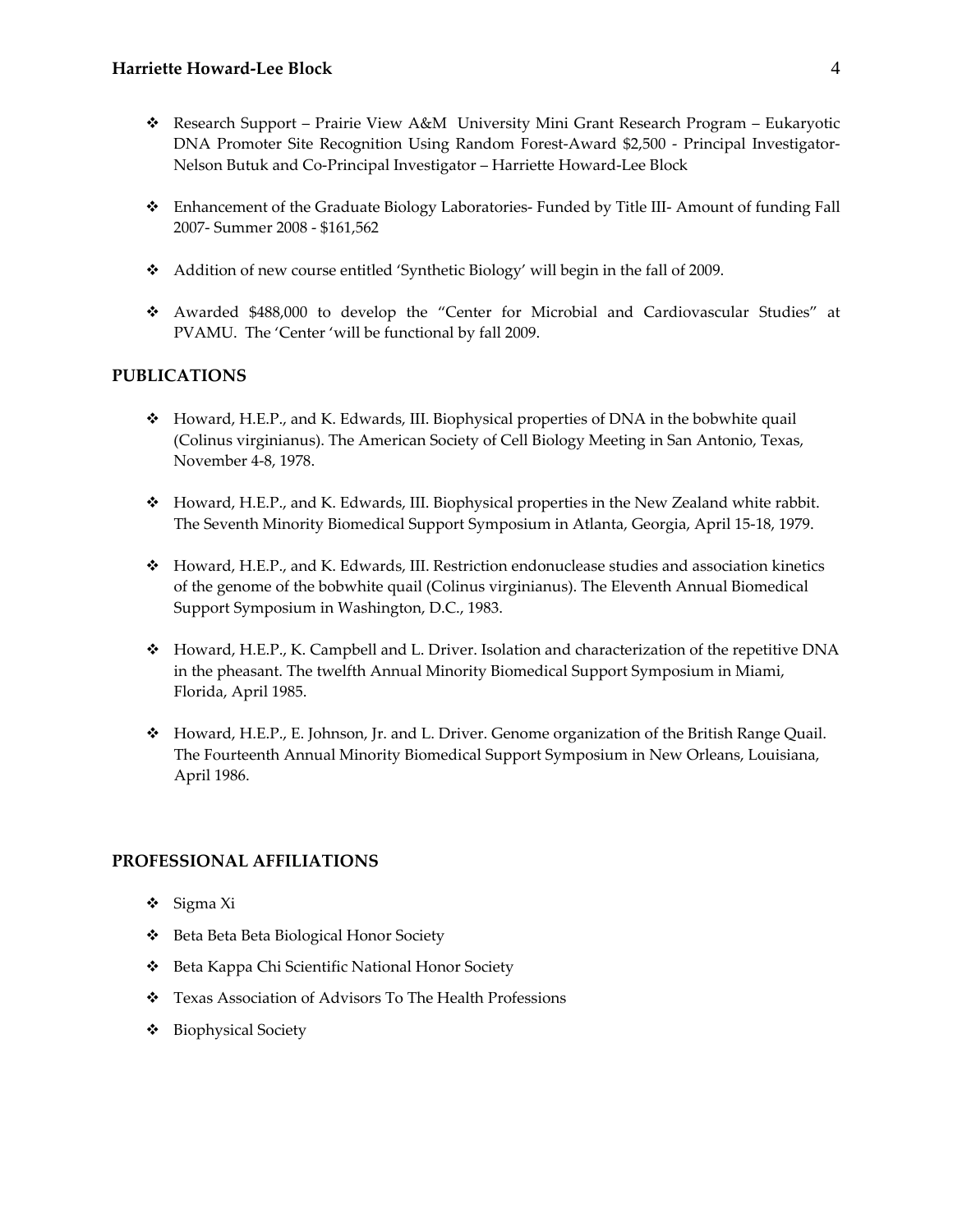- Research Support – Prairie View A&M University Mini Grant Research Program – Eukaryotic DNA Promoter Site Recognition Using Random Forest-Award $2,500 - Principal Investigator-Nelson Butuk and Co-Principal Investigator – Harriette Howard-Lee Block

- Enhancement of the Graduate Biology Laboratories- Funded by Title III- Amount of funding Fall 2007- Summer 2008 - $161,562

- Addition of new course entitled 'Synthetic Biology' will begin in the fall of 2009.

- Awarded $488,000 to develop the "Center for Microbial and Cardiovascular Studies" at PVAMU. The 'Center 'will be functional by fall 2009.

## PUBLICATIONS

- Howard, H.E.P., and K. Edwards, III. Biophysical properties of DNA in the bobwhite quail (Colinus virginianus). The American Society of Cell Biology Meeting in San Antonio, Texas, November 4-8, 1978.

- Howard, H.E.P., and K. Edwards, III. Biophysical properties in the New Zealand white rabbit. The Seventh Minority Biomedical Support Symposium in Atlanta, Georgia, April 15-18, 1979.

- Howard, H.E.P., and K. Edwards, III. Restriction endonuclease studies and association kinetics of the genome of the bobwhite quail (Colinus virginianus). The Eleventh Annual Biomedical Support Symposium in Washington, D.C., 1983.

- Howard, H.E.P., K. Campbell and L. Driver. Isolation and characterization of the repetitive DNA in the pheasant. The twelfth Annual Minority Biomedical Support Symposium in Miami, Florida, April 1985.

- Howard, H.E.P., E. Johnson, Jr. and L. Driver. Genome organization of the British Range Quail. The Fourteenth Annual Minority Biomedical Support Symposium in New Orleans, Louisiana, April 1986.

## PROFESSIONAL AFFILIATIONS

- Sigma Xi
- Beta Beta Beta Biological Honor Society
- Beta Kappa Chi Scientific National Honor Society
- Texas Association of Advisors To The Health Professions
- Biophysical Society